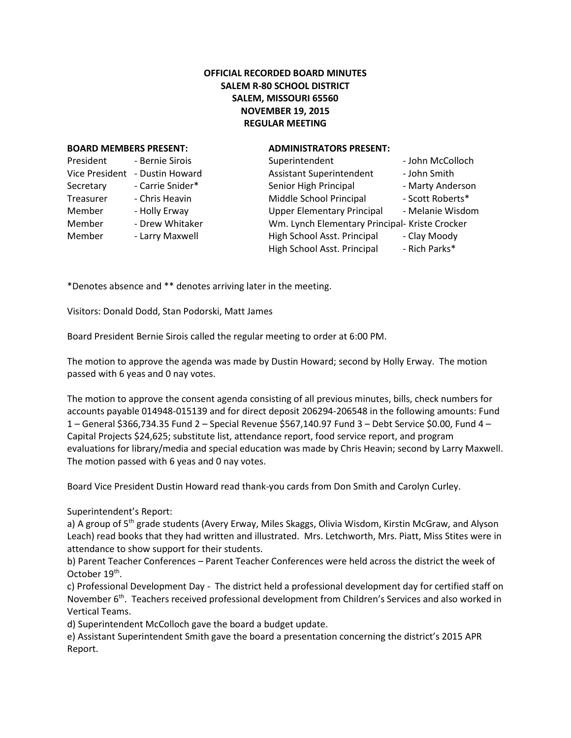**OFFICIAL RECORDED BOARD MINUTES**
**SALEM R-80 SCHOOL DISTRICT**
**SALEM, MISSOURI 65560**
**NOVEMBER 19, 2015**
**REGULAR MEETING**

**BOARD MEMBERS PRESENT:**

| | |
|---|---|
| President | - Bernie Sirois |
| Vice President | - Dustin Howard |
| Secretary | - Carrie Snider* |
| Treasurer | - Chris Heavin |
| Member | - Holly Erway |
| Member | - Drew Whitaker |
| Member | - Larry Maxwell |

**ADMINISTRATORS PRESENT:**

| | |
|---|---|
| Superintendent | - John McColloch |
| Assistant Superintendent | - John Smith |
| Senior High Principal | - Marty Anderson |
| Middle School Principal | - Scott Roberts* |
| Upper Elementary Principal | - Melanie Wisdom |
| Wm. Lynch Elementary Principal | - Kriste Crocker |
| High School Asst. Principal | - Clay Moody |
| High School Asst. Principal | - Rich Parks* |

*Denotes absence and ** denotes arriving later in the meeting.

Visitors: Donald Dodd, Stan Podorski, Matt James

Board President Bernie Sirois called the regular meeting to order at 6:00 PM.

The motion to approve the agenda was made by Dustin Howard; second by Holly Erway. The motion passed with 6 yeas and 0 nay votes.

The motion to approve the consent agenda consisting of all previous minutes, bills, check numbers for accounts payable 014948-015139 and for direct deposit 206294-206548 in the following amounts: Fund 1 – General $366,734.35 Fund 2 – Special Revenue $567,140.97 Fund 3 – Debt Service $0.00, Fund 4 – Capital Projects $24,625; substitute list, attendance report, food service report, and program evaluations for library/media and special education was made by Chris Heavin; second by Larry Maxwell. The motion passed with 6 yeas and 0 nay votes.

Board Vice President Dustin Howard read thank-you cards from Don Smith and Carolyn Curley.

Superintendent's Report:

a) A group of 5th grade students (Avery Erway, Miles Skaggs, Olivia Wisdom, Kirstin McGraw, and Alyson Leach) read books that they had written and illustrated. Mrs. Letchworth, Mrs. Piatt, Miss Stites were in attendance to show support for their students.

b) Parent Teacher Conferences – Parent Teacher Conferences were held across the district the week of October 19th.

c) Professional Development Day - The district held a professional development day for certified staff on November 6th. Teachers received professional development from Children's Services and also worked in Vertical Teams.

d) Superintendent McColloch gave the board a budget update.

e) Assistant Superintendent Smith gave the board a presentation concerning the district's 2015 APR Report.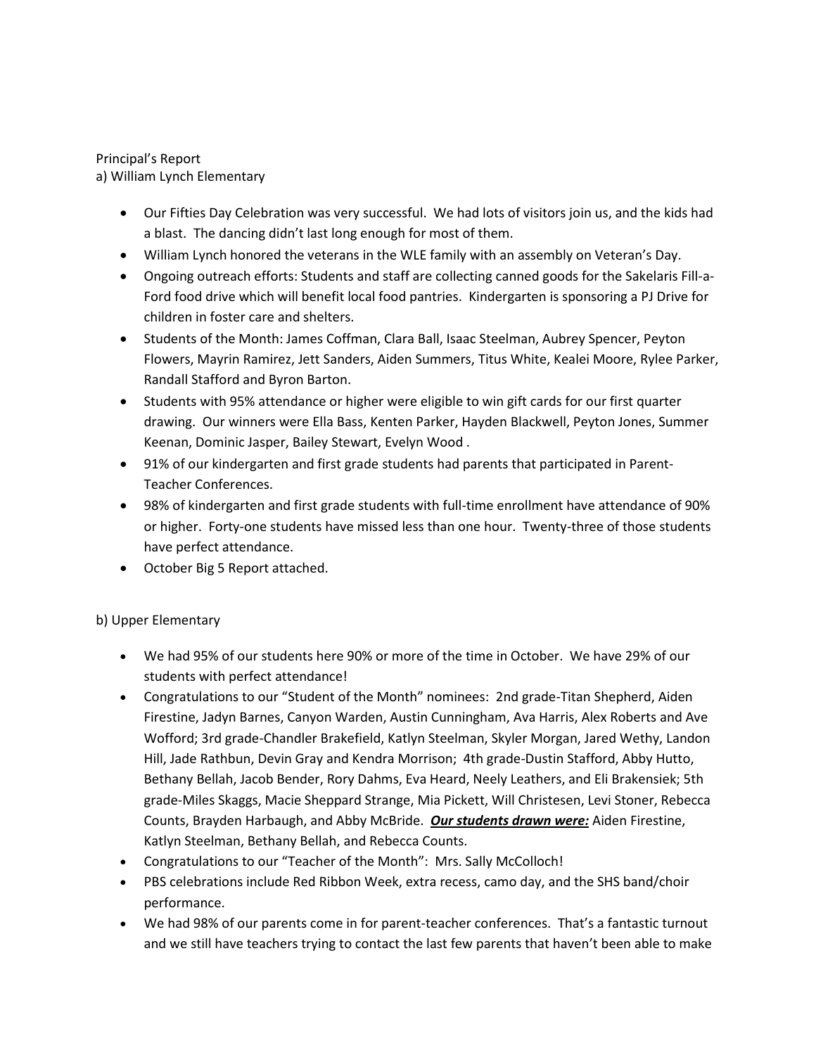Principal's Report

a) William Lynch Elementary

- Our Fifties Day Celebration was very successful. We had lots of visitors join us, and the kids had a blast. The dancing didn't last long enough for most of them.
- William Lynch honored the veterans in the WLE family with an assembly on Veteran's Day.
- Ongoing outreach efforts: Students and staff are collecting canned goods for the Sakelaris Fill-a-Ford food drive which will benefit local food pantries. Kindergarten is sponsoring a PJ Drive for children in foster care and shelters.
- Students of the Month: James Coffman, Clara Ball, Isaac Steelman, Aubrey Spencer, Peyton Flowers, Mayrin Ramirez, Jett Sanders, Aiden Summers, Titus White, Kealei Moore, Rylee Parker, Randall Stafford and Byron Barton.
- Students with 95% attendance or higher were eligible to win gift cards for our first quarter drawing. Our winners were Ella Bass, Kenten Parker, Hayden Blackwell, Peyton Jones, Summer Keenan, Dominic Jasper, Bailey Stewart, Evelyn Wood .
- 91% of our kindergarten and first grade students had parents that participated in Parent-Teacher Conferences.
- 98% of kindergarten and first grade students with full-time enrollment have attendance of 90% or higher. Forty-one students have missed less than one hour. Twenty-three of those students have perfect attendance.
- October Big 5 Report attached.

b) Upper Elementary

- We had 95% of our students here 90% or more of the time in October. We have 29% of our students with perfect attendance!
- Congratulations to our "Student of the Month" nominees: 2nd grade-Titan Shepherd, Aiden Firestine, Jadyn Barnes, Canyon Warden, Austin Cunningham, Ava Harris, Alex Roberts and Ave Wofford; 3rd grade-Chandler Brakefield, Katlyn Steelman, Skyler Morgan, Jared Wethy, Landon Hill, Jade Rathbun, Devin Gray and Kendra Morrison; 4th grade-Dustin Stafford, Abby Hutto, Bethany Bellah, Jacob Bender, Rory Dahms, Eva Heard, Neely Leathers, and Eli Brakensiek; 5th grade-Miles Skaggs, Macie Sheppard Strange, Mia Pickett, Will Christesen, Levi Stoner, Rebecca Counts, Brayden Harbaugh, and Abby McBride. ***<u>Our students drawn were:</u>*** Aiden Firestine, Katlyn Steelman, Bethany Bellah, and Rebecca Counts.
- Congratulations to our "Teacher of the Month": Mrs. Sally McColloch!
- PBS celebrations include Red Ribbon Week, extra recess, camo day, and the SHS band/choir performance.
- We had 98% of our parents come in for parent-teacher conferences. That's a fantastic turnout and we still have teachers trying to contact the last few parents that haven't been able to make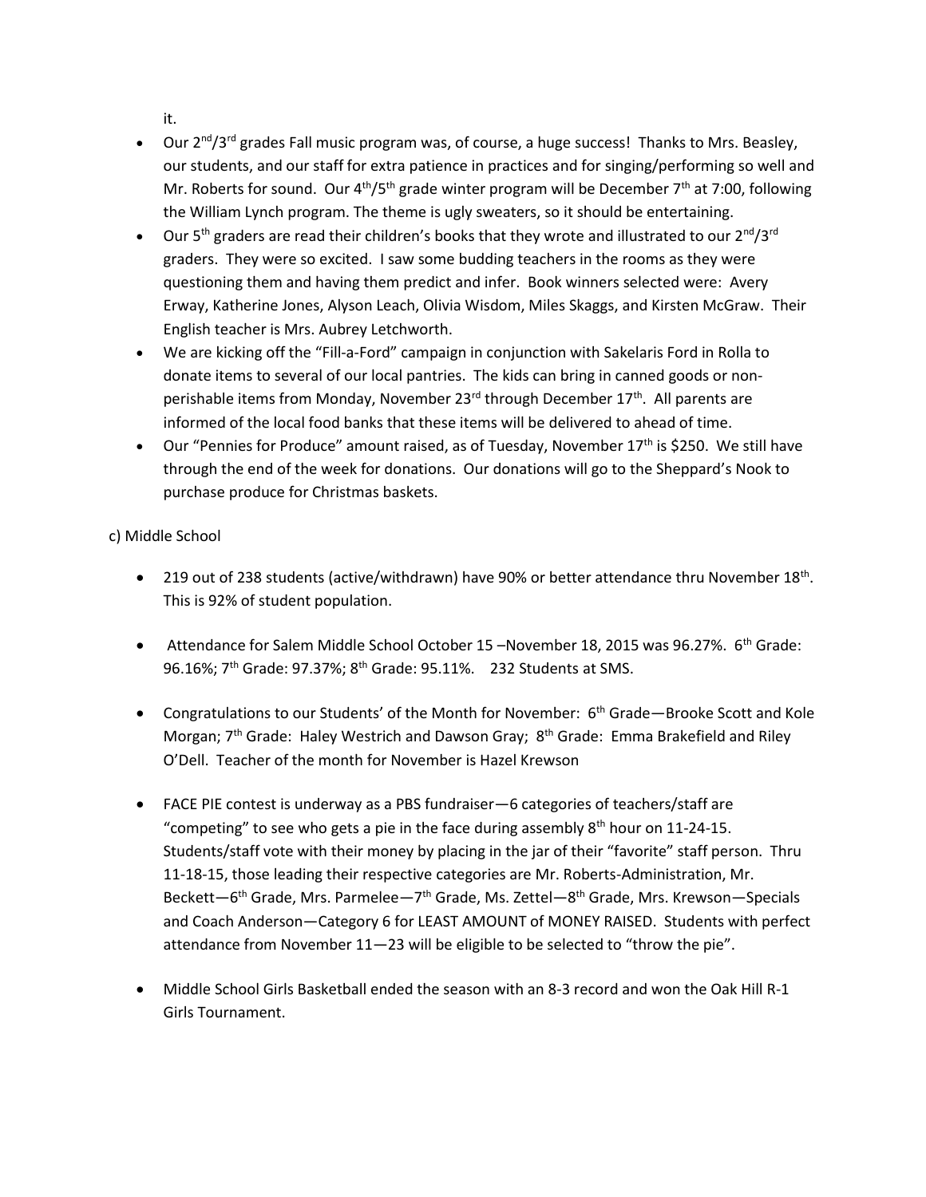it.

- Our 2nd/3rd grades Fall music program was, of course, a huge success! Thanks to Mrs. Beasley, our students, and our staff for extra patience in practices and for singing/performing so well and Mr. Roberts for sound. Our 4th/5th grade winter program will be December 7th at 7:00, following the William Lynch program. The theme is ugly sweaters, so it should be entertaining.
- Our 5th graders are read their children's books that they wrote and illustrated to our 2nd/3rd graders. They were so excited. I saw some budding teachers in the rooms as they were questioning them and having them predict and infer. Book winners selected were: Avery Erway, Katherine Jones, Alyson Leach, Olivia Wisdom, Miles Skaggs, and Kirsten McGraw. Their English teacher is Mrs. Aubrey Letchworth.
- We are kicking off the "Fill-a-Ford" campaign in conjunction with Sakelaris Ford in Rolla to donate items to several of our local pantries. The kids can bring in canned goods or non-perishable items from Monday, November 23rd through December 17th. All parents are informed of the local food banks that these items will be delivered to ahead of time.
- Our "Pennies for Produce" amount raised, as of Tuesday, November 17th is $250. We still have through the end of the week for donations. Our donations will go to the Sheppard's Nook to purchase produce for Christmas baskets.

c) Middle School

- 219 out of 238 students (active/withdrawn) have 90% or better attendance thru November 18th. This is 92% of student population.

- Attendance for Salem Middle School October 15 –November 18, 2015 was 96.27%. 6th Grade: 96.16%; 7th Grade: 97.37%; 8th Grade: 95.11%. 232 Students at SMS.

- Congratulations to our Students' of the Month for November: 6th Grade—Brooke Scott and Kole Morgan; 7th Grade: Haley Westrich and Dawson Gray; 8th Grade: Emma Brakefield and Riley O'Dell. Teacher of the month for November is Hazel Krewson

- FACE PIE contest is underway as a PBS fundraiser—6 categories of teachers/staff are "competing" to see who gets a pie in the face during assembly 8th hour on 11-24-15. Students/staff vote with their money by placing in the jar of their "favorite" staff person. Thru 11-18-15, those leading their respective categories are Mr. Roberts-Administration, Mr. Beckett—6th Grade, Mrs. Parmelee—7th Grade, Ms. Zettel—8th Grade, Mrs. Krewson—Specials and Coach Anderson—Category 6 for LEAST AMOUNT of MONEY RAISED. Students with perfect attendance from November 11—23 will be eligible to be selected to "throw the pie".

- Middle School Girls Basketball ended the season with an 8-3 record and won the Oak Hill R-1 Girls Tournament.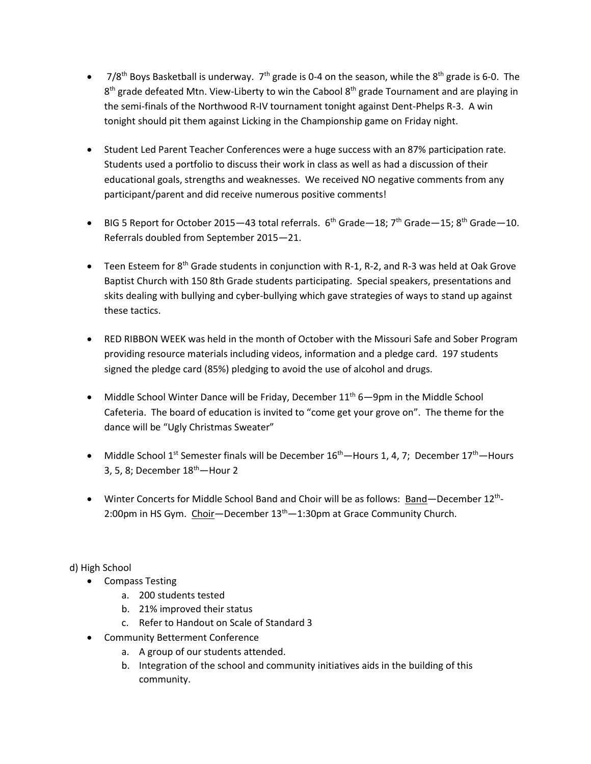- 7/8th Boys Basketball is underway. 7th grade is 0-4 on the season, while the 8th grade is 6-0. The 8th grade defeated Mtn. View-Liberty to win the Cabool 8th grade Tournament and are playing in the semi-finals of the Northwood R-IV tournament tonight against Dent-Phelps R-3. A win tonight should pit them against Licking in the Championship game on Friday night.

- Student Led Parent Teacher Conferences were a huge success with an 87% participation rate. Students used a portfolio to discuss their work in class as well as had a discussion of their educational goals, strengths and weaknesses. We received NO negative comments from any participant/parent and did receive numerous positive comments!

- BIG 5 Report for October 2015—43 total referrals. 6th Grade—18; 7th Grade—15; 8th Grade—10. Referrals doubled from September 2015—21.

- Teen Esteem for 8th Grade students in conjunction with R-1, R-2, and R-3 was held at Oak Grove Baptist Church with 150 8th Grade students participating. Special speakers, presentations and skits dealing with bullying and cyber-bullying which gave strategies of ways to stand up against these tactics.

- RED RIBBON WEEK was held in the month of October with the Missouri Safe and Sober Program providing resource materials including videos, information and a pledge card. 197 students signed the pledge card (85%) pledging to avoid the use of alcohol and drugs.

- Middle School Winter Dance will be Friday, December 11th 6—9pm in the Middle School Cafeteria. The board of education is invited to "come get your grove on". The theme for the dance will be "Ugly Christmas Sweater"

- Middle School 1st Semester finals will be December 16th—Hours 1, 4, 7; December 17th—Hours 3, 5, 8; December 18th—Hour 2

- Winter Concerts for Middle School Band and Choir will be as follows: Band—December 12th-2:00pm in HS Gym. Choir—December 13th—1:30pm at Grace Community Church.

d) High School

- Compass Testing
  a. 200 students tested
  b. 21% improved their status
  c. Refer to Handout on Scale of Standard 3
- Community Betterment Conference
  a. A group of our students attended.
  b. Integration of the school and community initiatives aids in the building of this community.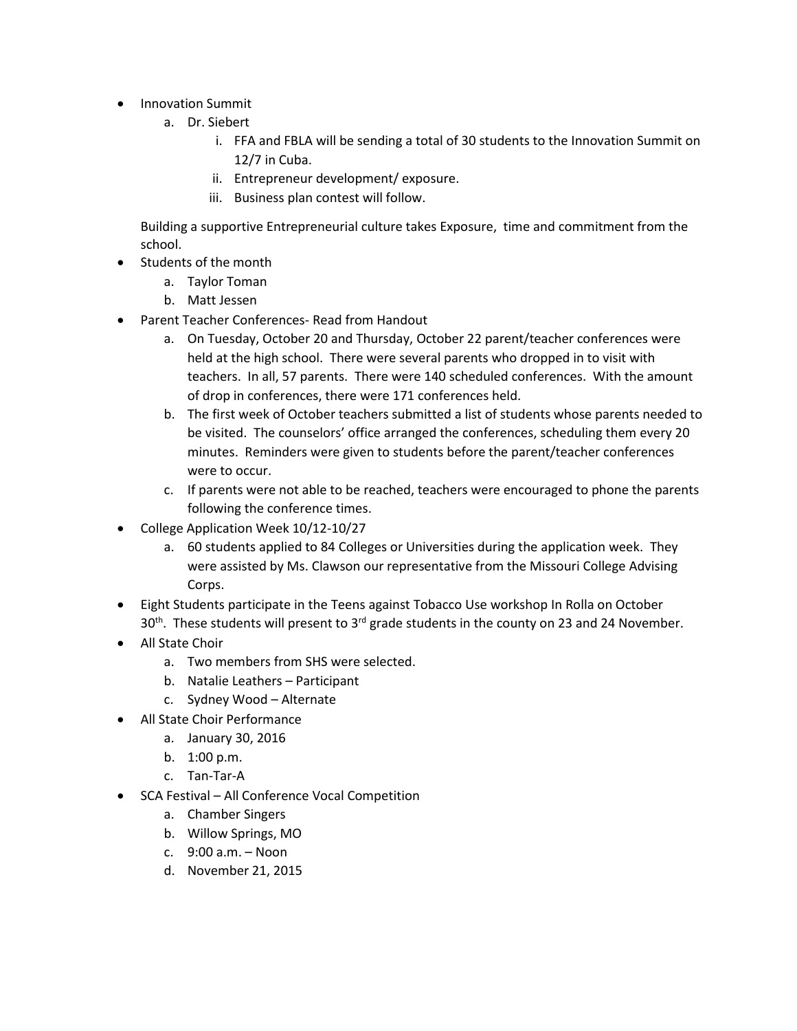- Innovation Summit
  a. Dr. Siebert
     i. FFA and FBLA will be sending a total of 30 students to the Innovation Summit on 12/7 in Cuba.
     ii. Entrepreneur development/ exposure.
     iii. Business plan contest will follow.

  Building a supportive Entrepreneurial culture takes Exposure, time and commitment from the school.
- Students of the month
  a. Taylor Toman
  b. Matt Jessen
- Parent Teacher Conferences- Read from Handout
  a. On Tuesday, October 20 and Thursday, October 22 parent/teacher conferences were held at the high school. There were several parents who dropped in to visit with teachers. In all, 57 parents. There were 140 scheduled conferences. With the amount of drop in conferences, there were 171 conferences held.
  b. The first week of October teachers submitted a list of students whose parents needed to be visited. The counselors' office arranged the conferences, scheduling them every 20 minutes. Reminders were given to students before the parent/teacher conferences were to occur.
  c. If parents were not able to be reached, teachers were encouraged to phone the parents following the conference times.
- College Application Week 10/12-10/27
  a. 60 students applied to 84 Colleges or Universities during the application week. They were assisted by Ms. Clawson our representative from the Missouri College Advising Corps.
- Eight Students participate in the Teens against Tobacco Use workshop In Rolla on October 30th. These students will present to 3rd grade students in the county on 23 and 24 November.
- All State Choir
  a. Two members from SHS were selected.
  b. Natalie Leathers – Participant
  c. Sydney Wood – Alternate
- All State Choir Performance
  a. January 30, 2016
  b. 1:00 p.m.
  c. Tan-Tar-A
- SCA Festival – All Conference Vocal Competition
  a. Chamber Singers
  b. Willow Springs, MO
  c. 9:00 a.m. – Noon
  d. November 21, 2015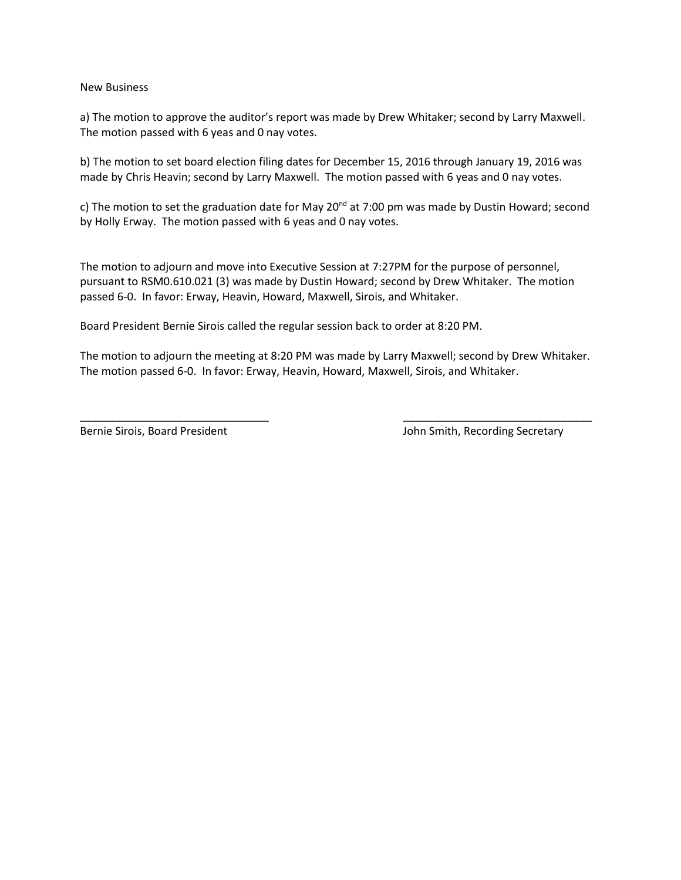New Business

a) The motion to approve the auditor's report was made by Drew Whitaker; second by Larry Maxwell. The motion passed with 6 yeas and 0 nay votes.

b) The motion to set board election filing dates for December 15, 2016 through January 19, 2016 was made by Chris Heavin; second by Larry Maxwell. The motion passed with 6 yeas and 0 nay votes.

c) The motion to set the graduation date for May 20th at 7:00 pm was made by Dustin Howard; second by Holly Erway. The motion passed with 6 yeas and 0 nay votes.

The motion to adjourn and move into Executive Session at 7:27PM for the purpose of personnel, pursuant to RSM0.610.021 (3) was made by Dustin Howard; second by Drew Whitaker. The motion passed 6-0. In favor: Erway, Heavin, Howard, Maxwell, Sirois, and Whitaker.

Board President Bernie Sirois called the regular session back to order at 8:20 PM.

The motion to adjourn the meeting at 8:20 PM was made by Larry Maxwell; second by Drew Whitaker. The motion passed 6-0. In favor: Erway, Heavin, Howard, Maxwell, Sirois, and Whitaker.

_______________________________ 
Bernie Sirois, Board President

_______________________________ 
John Smith, Recording Secretary